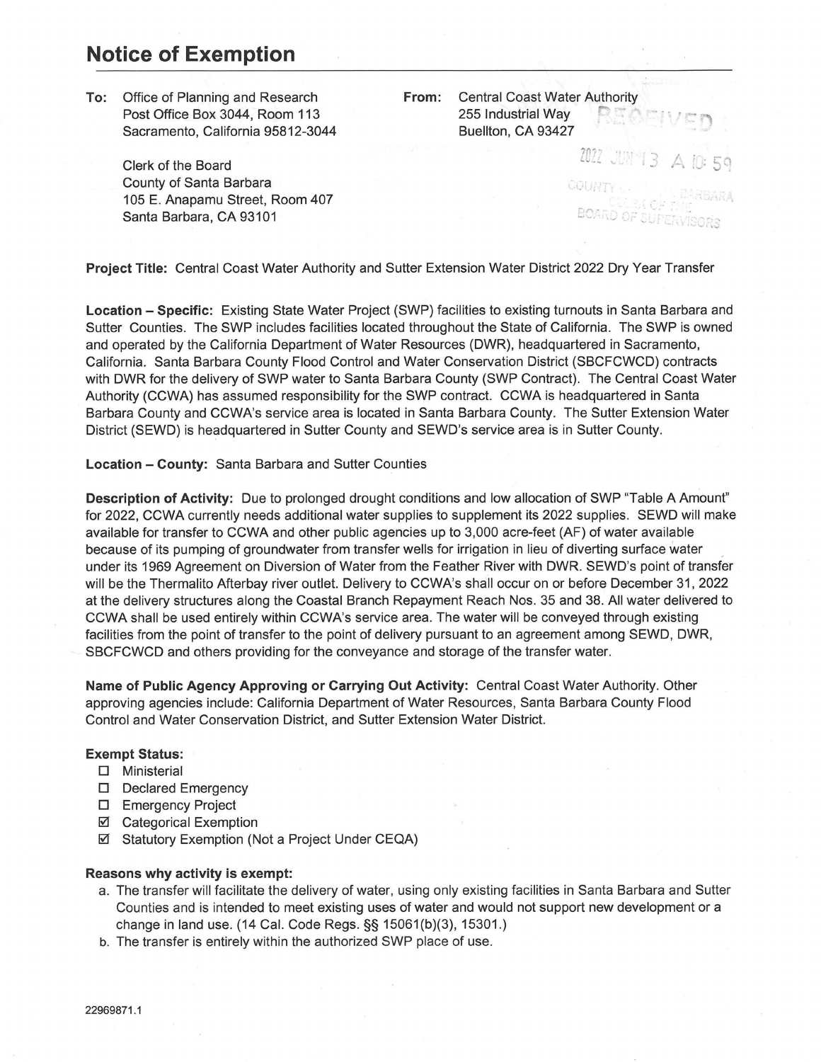# Notice of Exemption

**To:** Office of Planning and Research
Post Office Box 3044, Room 113
Sacramento, California 95812-3044

Clerk of the Board
County of Santa Barbara
105 E. Anapamu Street, Room 407
Santa Barbara, CA 93101

**From:** Central Coast Water Authority
255 Industrial Way
Buellton, CA 93427

RECEIVED
2022 JUN 13 A 10:59
COUNTY OF SANTA BARBARA
CLERK OF THE BOARD OF SUPERVISORS

**Project Title:** Central Coast Water Authority and Sutter Extension Water District 2022 Dry Year Transfer

**Location – Specific:** Existing State Water Project (SWP) facilities to existing turnouts in Santa Barbara and Sutter Counties. The SWP includes facilities located throughout the State of California. The SWP is owned and operated by the California Department of Water Resources (DWR), headquartered in Sacramento, California. Santa Barbara County Flood Control and Water Conservation District (SBCFCWCD) contracts with DWR for the delivery of SWP water to Santa Barbara County (SWP Contract). The Central Coast Water Authority (CCWA) has assumed responsibility for the SWP contract. CCWA is headquartered in Santa Barbara County and CCWA's service area is located in Santa Barbara County. The Sutter Extension Water District (SEWD) is headquartered in Sutter County and SEWD's service area is in Sutter County.

**Location – County:** Santa Barbara and Sutter Counties

**Description of Activity:** Due to prolonged drought conditions and low allocation of SWP "Table A Amount" for 2022, CCWA currently needs additional water supplies to supplement its 2022 supplies. SEWD will make available for transfer to CCWA and other public agencies up to 3,000 acre-feet (AF) of water available because of its pumping of groundwater from transfer wells for irrigation in lieu of diverting surface water under its 1969 Agreement on Diversion of Water from the Feather River with DWR. SEWD's point of transfer will be the Thermalito Afterbay river outlet. Delivery to CCWA's shall occur on or before December 31, 2022 at the delivery structures along the Coastal Branch Repayment Reach Nos. 35 and 38. All water delivered to CCWA shall be used entirely within CCWA's service area. The water will be conveyed through existing facilities from the point of transfer to the point of delivery pursuant to an agreement among SEWD, DWR, SBCFCWCD and others providing for the conveyance and storage of the transfer water.

**Name of Public Agency Approving or Carrying Out Activity:** Central Coast Water Authority. Other approving agencies include: California Department of Water Resources, Santa Barbara County Flood Control and Water Conservation District, and Sutter Extension Water District.

**Exempt Status:**

- ☐ Ministerial
- ☐ Declared Emergency
- ☐ Emergency Project
- ☑ Categorical Exemption
- ☑ Statutory Exemption (Not a Project Under CEQA)

**Reasons why activity is exempt:**

a. The transfer will facilitate the delivery of water, using only existing facilities in Santa Barbara and Sutter Counties and is intended to meet existing uses of water and would not support new development or a change in land use. (14 Cal. Code Regs. §§ 15061(b)(3), 15301.)

b. The transfer is entirely within the authorized SWP place of use.

22969871.1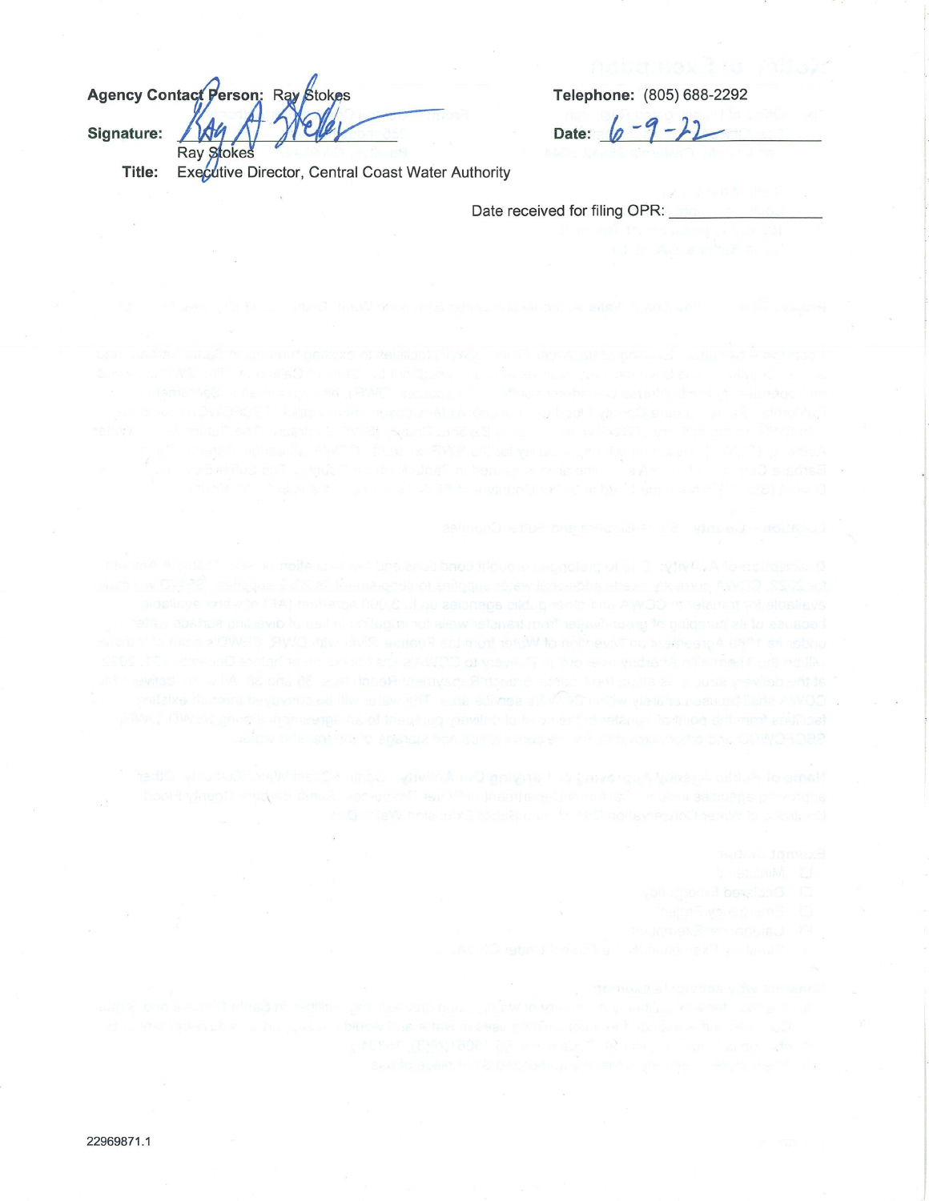**Agency Contact Person:** Ray Stokes

**Telephone:** (805) 688-2292

**Signature:** ______________________

Ray Stokes

**Date:** 6-9-22

**Title:** Executive Director, Central Coast Water Authority

Date received for filing OPR: ______________

22969871.1